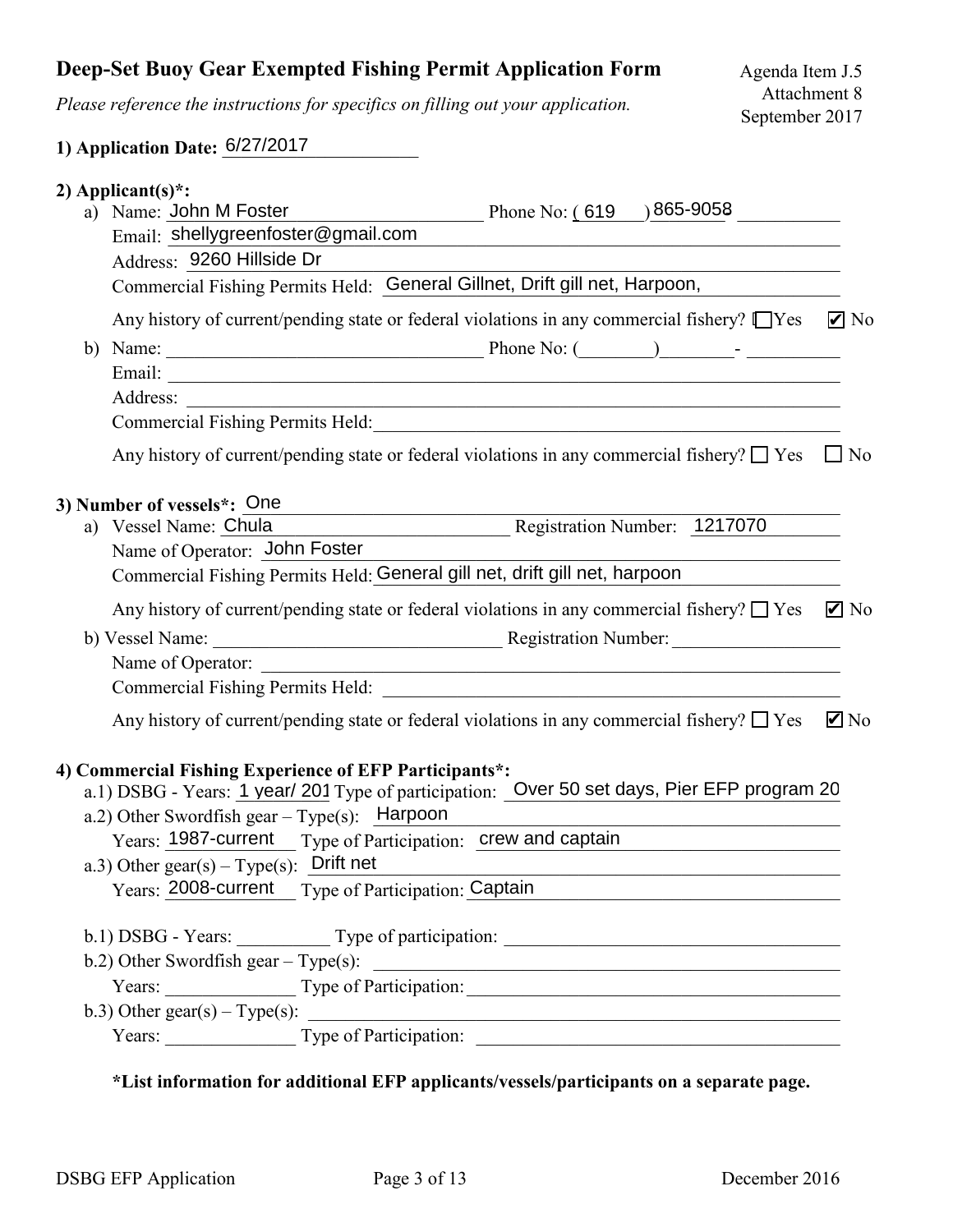# Deep-Set Buoy Gear Exempted Fishing Permit Application Form

Agenda Item J.5
Attachment 8
September 2017

*Please reference the instructions for specifics on filling out your application.*

**1) Application Date:** 6/27/2017

**2) Applicant(s)*:**

a) Name: John M Foster Phone No: ( 619 ) 865-9058

Email: shellygreenfoster@gmail.com

Address: 9260 Hillside Dr

Commercial Fishing Permits Held: General Gillnet, Drift gill net, Harpoon,

Any history of current/pending state or federal violations in any commercial fishery? ☐ Yes ☑ No

b) Name: ________ Phone No: (____)____-____

Email: ________

Address: ________

Commercial Fishing Permits Held: ________

Any history of current/pending state or federal violations in any commercial fishery? ☐ Yes ☐ No

**3) Number of vessels*:** One

a) Vessel Name: Chula Registration Number: 1217070

Name of Operator: John Foster

Commercial Fishing Permits Held: General gill net, drift gill net, harpoon

Any history of current/pending state or federal violations in any commercial fishery? ☐ Yes ☑ No

b) Vessel Name: ________ Registration Number: ________

Name of Operator: ________

Commercial Fishing Permits Held: ________

Any history of current/pending state or federal violations in any commercial fishery? ☐ Yes ☑ No

**4) Commercial Fishing Experience of EFP Participants*:**

a.1) DSBG - Years: 1 year/ 201 Type of participation: Over 50 set days, Pier EFP program 20

a.2) Other Swordfish gear – Type(s): Harpoon

Years: 1987-current Type of Participation: crew and captain

a.3) Other gear(s) – Type(s): Drift net

Years: 2008-current Type of Participation: Captain

b.1) DSBG - Years: ________ Type of participation: ________

b.2) Other Swordfish gear – Type(s): ________

Years: ________ Type of Participation: ________

b.3) Other gear(s) – Type(s): ________

Years: ________ Type of Participation: ________

**\*List information for additional EFP applicants/vessels/participants on a separate page.**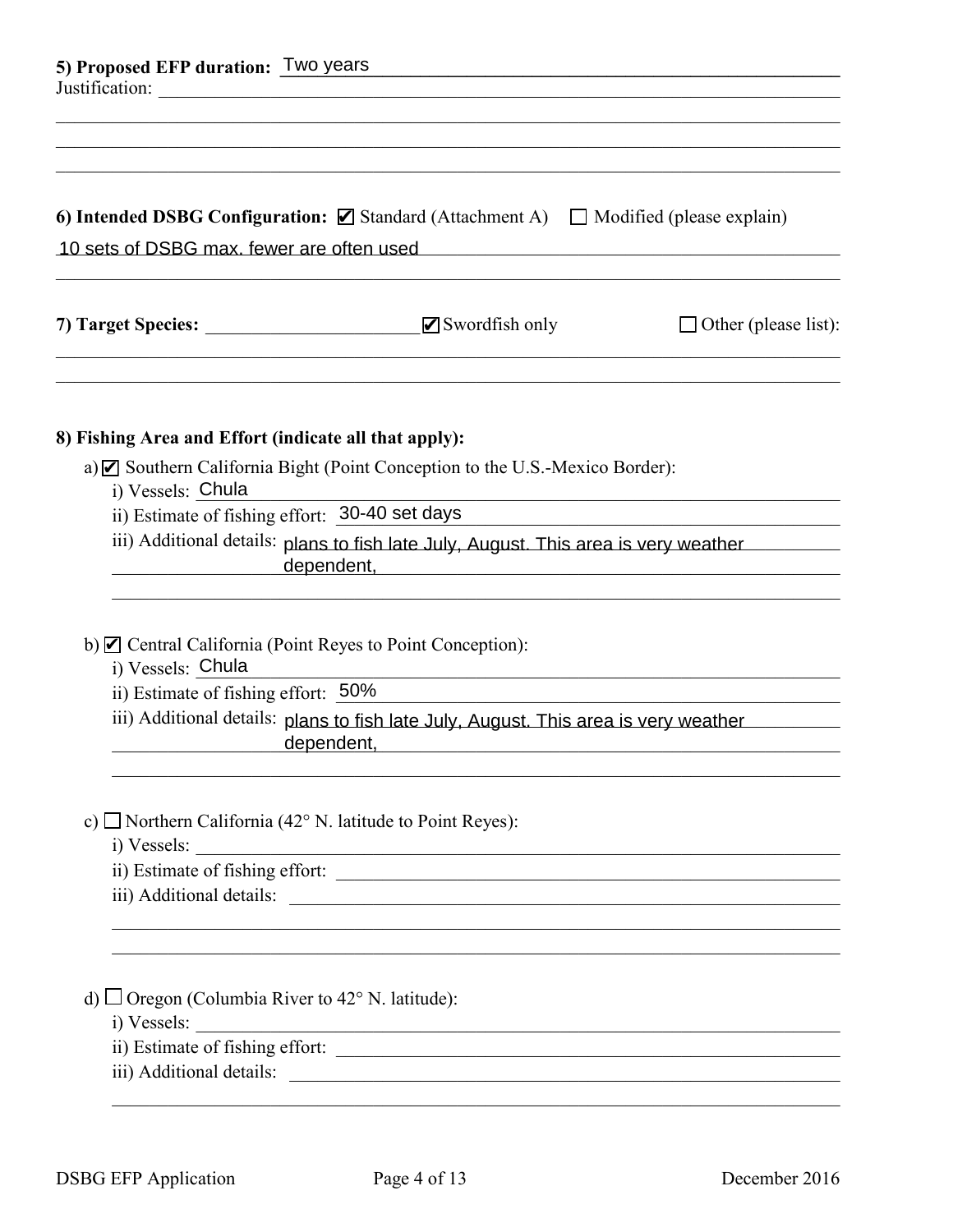**5) Proposed EFP duration:** Two years

Justification:

**6) Intended DSBG Configuration:** ☑ Standard (Attachment A) ☐ Modified (please explain)

10 sets of DSBG max. fewer are often used

**7) Target Species:** ☑ Swordfish only ☐ Other (please list):

**8) Fishing Area and Effort (indicate all that apply):**

a) ☑ Southern California Bight (Point Conception to the U.S.-Mexico Border):

- i) Vessels: Chula
- ii) Estimate of fishing effort: 30-40 set days
- iii) Additional details: plans to fish late July, August. This area is very weather dependent,

b) ☑ Central California (Point Reyes to Point Conception):

- i) Vessels: Chula
- ii) Estimate of fishing effort: 50%
- iii) Additional details: plans to fish late July, August. This area is very weather dependent,

c) ☐ Northern California (42° N. latitude to Point Reyes):

- i) Vessels:
- ii) Estimate of fishing effort:
- iii) Additional details:

d) ☐ Oregon (Columbia River to 42° N. latitude):

- i) Vessels:
- ii) Estimate of fishing effort:
- iii) Additional details: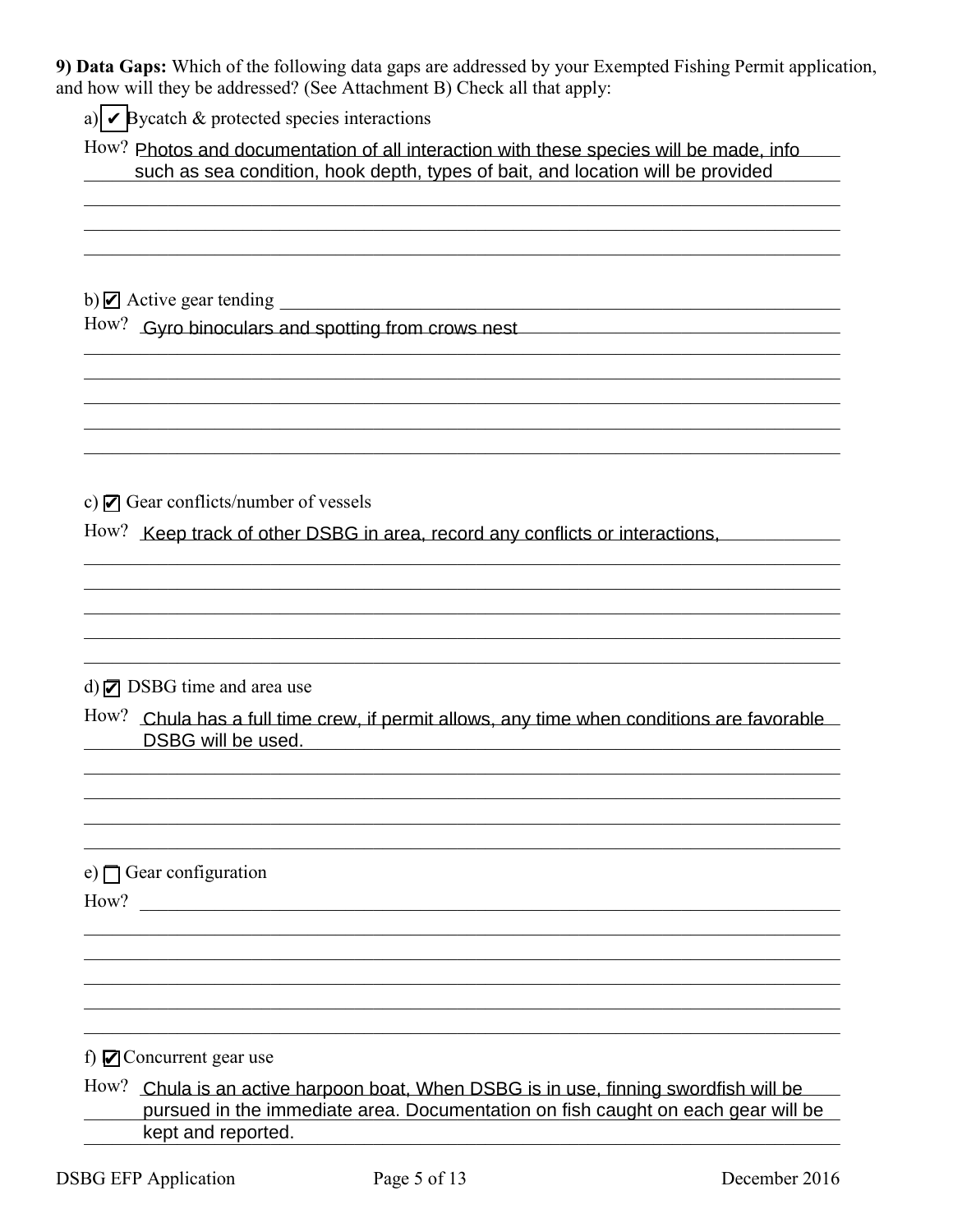**9) Data Gaps:** Which of the following data gaps are addressed by your Exempted Fishing Permit application, and how will they be addressed? (See Attachment B) Check all that apply:

a) ☑ Bycatch & protected species interactions

How? Photos and documentation of all interaction with these species will be made, info such as sea condition, hook depth, types of bait, and location will be provided

b) ☑ Active gear tending

How? Gyro binoculars and spotting from crows nest

c) ☑ Gear conflicts/number of vessels

How? Keep track of other DSBG in area, record any conflicts or interactions,

d) ☑ DSBG time and area use

How? Chula has a full time crew, if permit allows, any time when conditions are favorable DSBG will be used.

e) ☐ Gear configuration

How?

f) ☑ Concurrent gear use

How? Chula is an active harpoon boat, When DSBG is in use, finning swordfish will be pursued in the immediate area. Documentation on fish caught on each gear will be kept and reported.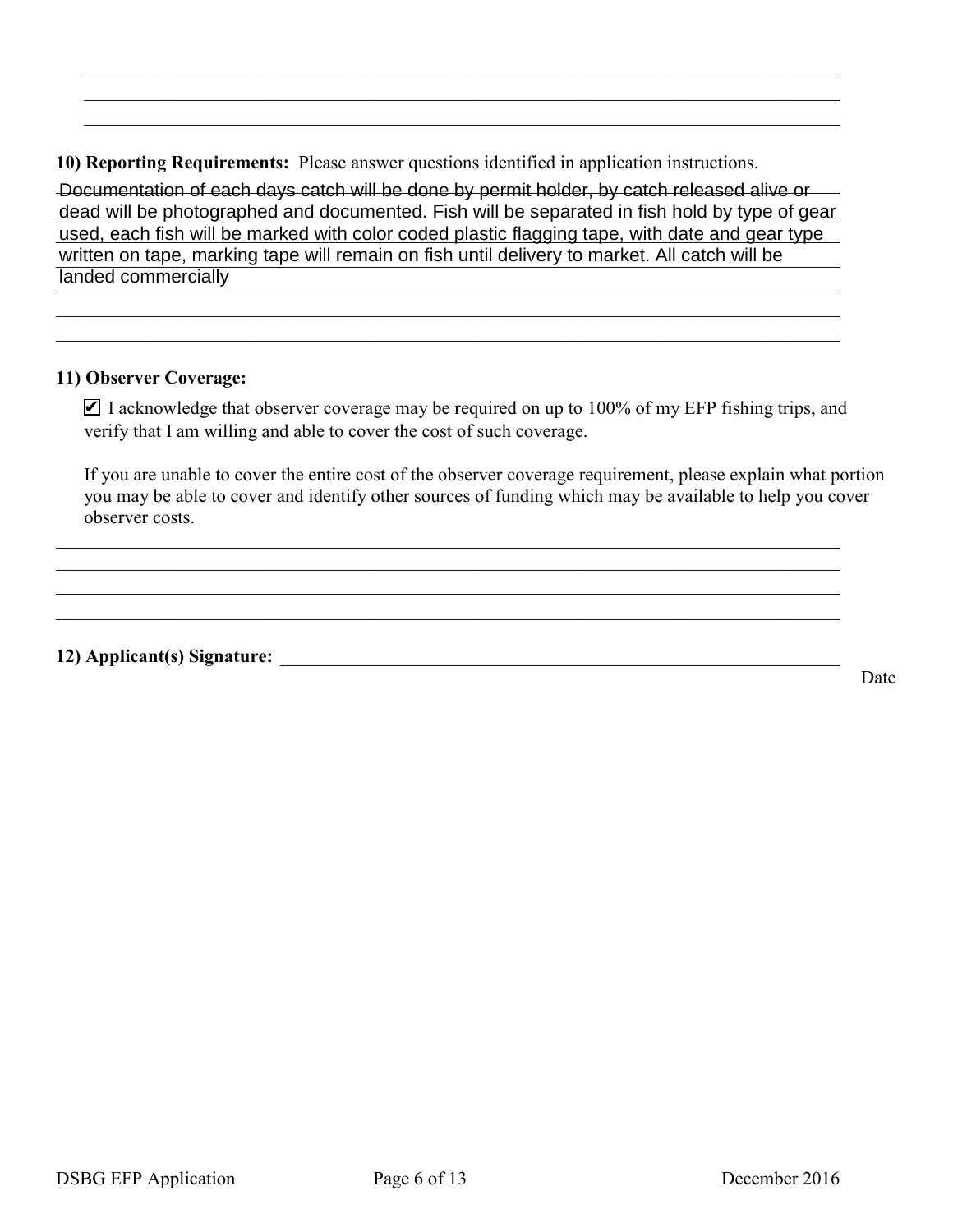**10) Reporting Requirements:** Please answer questions identified in application instructions.

Documentation of each days catch will be done by permit holder, by catch released alive or dead will be photographed and documented. Fish will be separated in fish hold by type of gear used, each fish will be marked with color coded plastic flagging tape, with date and gear type written on tape, marking tape will remain on fish until delivery to market. All catch will be landed commercially

**11) Observer Coverage:**

- [x] I acknowledge that observer coverage may be required on up to 100% of my EFP fishing trips, and verify that I am willing and able to cover the cost of such coverage.

If you are unable to cover the entire cost of the observer coverage requirement, please explain what portion you may be able to cover and identify other sources of funding which may be available to help you cover observer costs.

**12) Applicant(s) Signature:** ________________________________________ Date